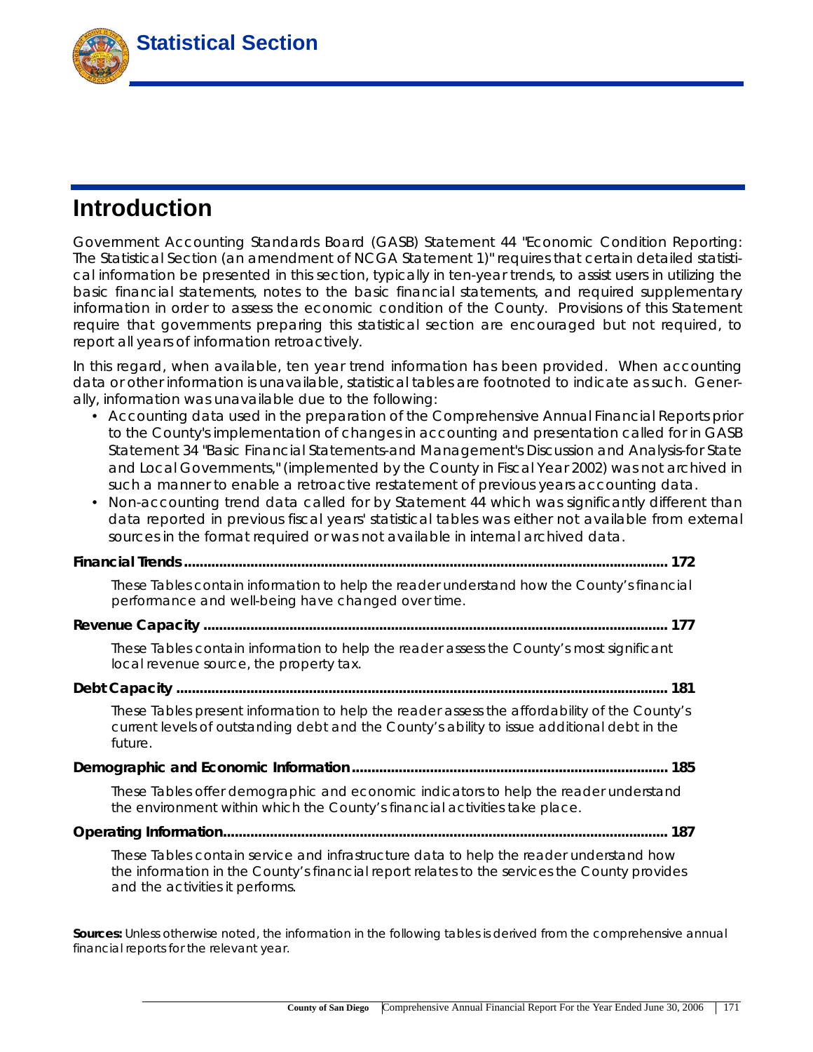# Statistical Section

## Introduction

Government Accounting Standards Board (GASB) Statement 44 "Economic Condition Reporting: The Statistical Section (an amendment of NCGA Statement 1)" requires that certain detailed statistical information be presented in this section, typically in ten-year trends, to assist users in utilizing the basic financial statements, notes to the basic financial statements, and required supplementary information in order to assess the economic condition of the County. Provisions of this Statement require that governments preparing this statistical section are encouraged but not required, to report all years of information retroactively.

In this regard, when available, ten year trend information has been provided. When accounting data or other information is unavailable, statistical tables are footnoted to indicate as such. Generally, information was unavailable due to the following:

- Accounting data used in the preparation of the Comprehensive Annual Financial Reports prior to the County's implementation of changes in accounting and presentation called for in GASB Statement 34 "Basic Financial Statements-and Management's Discussion and Analysis-for State and Local Governments," (implemented by the County in Fiscal Year 2002) was not archived in such a manner to enable a retroactive restatement of previous years accounting data.
- Non-accounting trend data called for by Statement 44 which was significantly different than data reported in previous fiscal years' statistical tables was either not available from external sources in the format required or was not available in internal archived data.

**Financial Trends** ........................................................................................................ **172**

*These Tables contain information to help the reader understand how the County's financial performance and well-being have changed over time.*

**Revenue Capacity** ..................................................................................................... **177**

*These Tables contain information to help the reader assess the County's most significant local revenue source, the property tax.*

**Debt Capacity** ........................................................................................................... **181**

*These Tables present information to help the reader assess the affordability of the County's current levels of outstanding debt and the County's ability to issue additional debt in the future.*

**Demographic and Economic Information** ................................................................. **185**

*These Tables offer demographic and economic indicators to help the reader understand the environment within which the County's financial activities take place.*

**Operating Information** ............................................................................................... **187**

*These Tables contain service and infrastructure data to help the reader understand how the information in the County's financial report relates to the services the County provides and the activities it performs.*

**Sources:** *Unless otherwise noted, the information in the following tables is derived from the comprehensive annual financial reports for the relevant year.*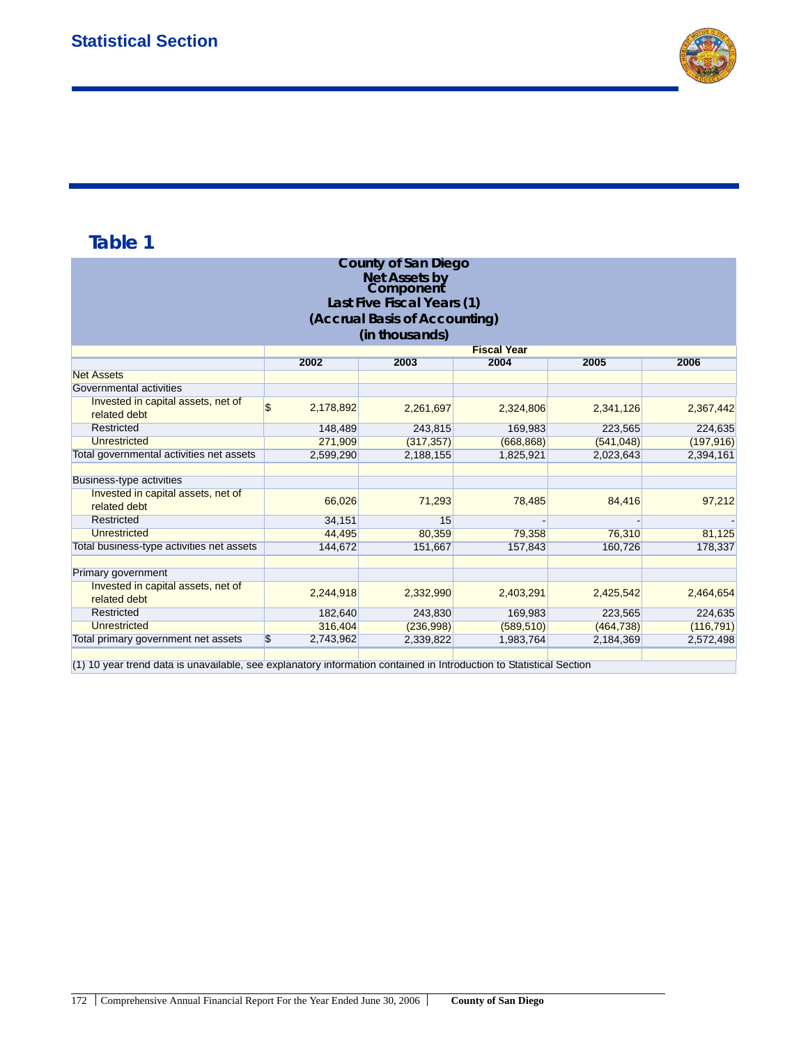## Statistical Section

# Table 1

**County of San Diego**
**Net Assets by Component**
**Last Five Fiscal Years (1)**
**(Accrual Basis of Accounting)**
**(in thousands)**

| | Fiscal Year | | | | |
|---|---|---|---|---|---|
| | 2002 | 2003 | 2004 | 2005 | 2006 |
| Net Assets | | | | | |
| Governmental activities | | | | | |
| Invested in capital assets, net of related debt | $ 2,178,892 | 2,261,697 | 2,324,806 | 2,341,126 | 2,367,442 |
| Restricted | 148,489 | 243,815 | 169,983 | 223,565 | 224,635 |
| Unrestricted | 271,909 | (317,357) | (668,868) | (541,048) | (197,916) |
| Total governmental activities net assets | 2,599,290 | 2,188,155 | 1,825,921 | 2,023,643 | 2,394,161 |
| | | | | | |
| Business-type activities | | | | | |
| Invested in capital assets, net of related debt | 66,026 | 71,293 | 78,485 | 84,416 | 97,212 |
| Restricted | 34,151 | 15 | - | - | - |
| Unrestricted | 44,495 | 80,359 | 79,358 | 76,310 | 81,125 |
| Total business-type activities net assets | 144,672 | 151,667 | 157,843 | 160,726 | 178,337 |
| | | | | | |
| Primary government | | | | | |
| Invested in capital assets, net of related debt | 2,244,918 | 2,332,990 | 2,403,291 | 2,425,542 | 2,464,654 |
| Restricted | 182,640 | 243,830 | 169,983 | 223,565 | 224,635 |
| Unrestricted | 316,404 | (236,998) | (589,510) | (464,738) | (116,791) |
| Total primary government net assets | $ 2,743,962 | 2,339,822 | 1,983,764 | 2,184,369 | 2,572,498 |

(1) 10 year trend data is unavailable, see explanatory information contained in Introduction to Statistical Section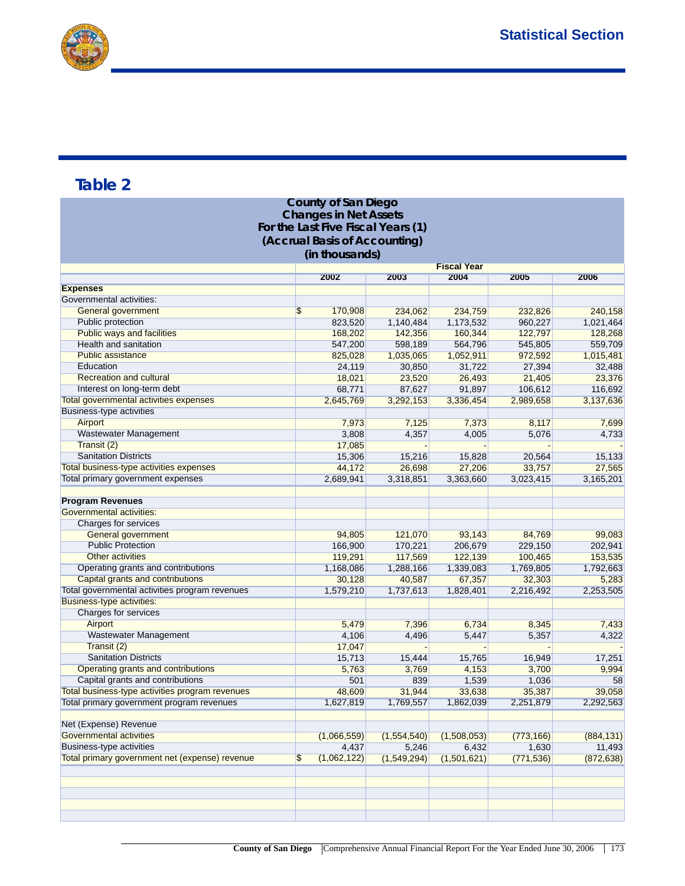## Table 2

**County of San Diego**
**Changes in Net Assets**
**For the Last Five Fiscal Years (1)**
**(Accrual Basis of Accounting)**
**(in thousands)**

| | Fiscal Year | | | | |
|---|---|---|---|---|---|
| | 2002 | 2003 | 2004 | 2005 | 2006 |
| **Expenses** | | | | | |
| Governmental activities: | | | | | |
| General government | $ 170,908 | 234,062 | 234,759 | 232,826 | 240,158 |
| Public protection | 823,520 | 1,140,484 | 1,173,532 | 960,227 | 1,021,464 |
| Public ways and facilities | 168,202 | 142,356 | 160,344 | 122,797 | 128,268 |
| Health and sanitation | 547,200 | 598,189 | 564,796 | 545,805 | 559,709 |
| Public assistance | 825,028 | 1,035,065 | 1,052,911 | 972,592 | 1,015,481 |
| Education | 24,119 | 30,850 | 31,722 | 27,394 | 32,488 |
| Recreation and cultural | 18,021 | 23,520 | 26,493 | 21,405 | 23,376 |
| Interest on long-term debt | 68,771 | 87,627 | 91,897 | 106,612 | 116,692 |
| Total governmental activities expenses | 2,645,769 | 3,292,153 | 3,336,454 | 2,989,658 | 3,137,636 |
| Business-type activities | | | | | |
| Airport | 7,973 | 7,125 | 7,373 | 8,117 | 7,699 |
| Wastewater Management | 3,808 | 4,357 | 4,005 | 5,076 | 4,733 |
| Transit (2) | 17,085 | - | - | - | - |
| Sanitation Districts | 15,306 | 15,216 | 15,828 | 20,564 | 15,133 |
| Total business-type activities expenses | 44,172 | 26,698 | 27,206 | 33,757 | 27,565 |
| Total primary government expenses | 2,689,941 | 3,318,851 | 3,363,660 | 3,023,415 | 3,165,201 |
| | | | | | |
| **Program Revenues** | | | | | |
| Governmental activities: | | | | | |
| Charges for services | | | | | |
| General government | 94,805 | 121,070 | 93,143 | 84,769 | 99,083 |
| Public Protection | 166,900 | 170,221 | 206,679 | 229,150 | 202,941 |
| Other activities | 119,291 | 117,569 | 122,139 | 100,465 | 153,535 |
| Operating grants and contributions | 1,168,086 | 1,288,166 | 1,339,083 | 1,769,805 | 1,792,663 |
| Capital grants and contributions | 30,128 | 40,587 | 67,357 | 32,303 | 5,283 |
| Total governmental activities program revenues | 1,579,210 | 1,737,613 | 1,828,401 | 2,216,492 | 2,253,505 |
| Business-type activities: | | | | | |
| Charges for services | | | | | |
| Airport | 5,479 | 7,396 | 6,734 | 8,345 | 7,433 |
| Wastewater Management | 4,106 | 4,496 | 5,447 | 5,357 | 4,322 |
| Transit (2) | 17,047 | - | - | - | - |
| Sanitation Districts | 15,713 | 15,444 | 15,765 | 16,949 | 17,251 |
| Operating grants and contributions | 5,763 | 3,769 | 4,153 | 3,700 | 9,994 |
| Capital grants and contributions | 501 | 839 | 1,539 | 1,036 | 58 |
| Total business-type activities program revenues | 48,609 | 31,944 | 33,638 | 35,387 | 39,058 |
| Total primary government program revenues | 1,627,819 | 1,769,557 | 1,862,039 | 2,251,879 | 2,292,563 |
| | | | | | |
| Net (Expense) Revenue | | | | | |
| Governmental activities | (1,066,559) | (1,554,540) | (1,508,053) | (773,166) | (884,131) |
| Business-type activities | 4,437 | 5,246 | 6,432 | 1,630 | 11,493 |
| Total primary government net (expense) revenue | $ (1,062,122) | (1,549,294) | (1,501,621) | (771,536) | (872,638) |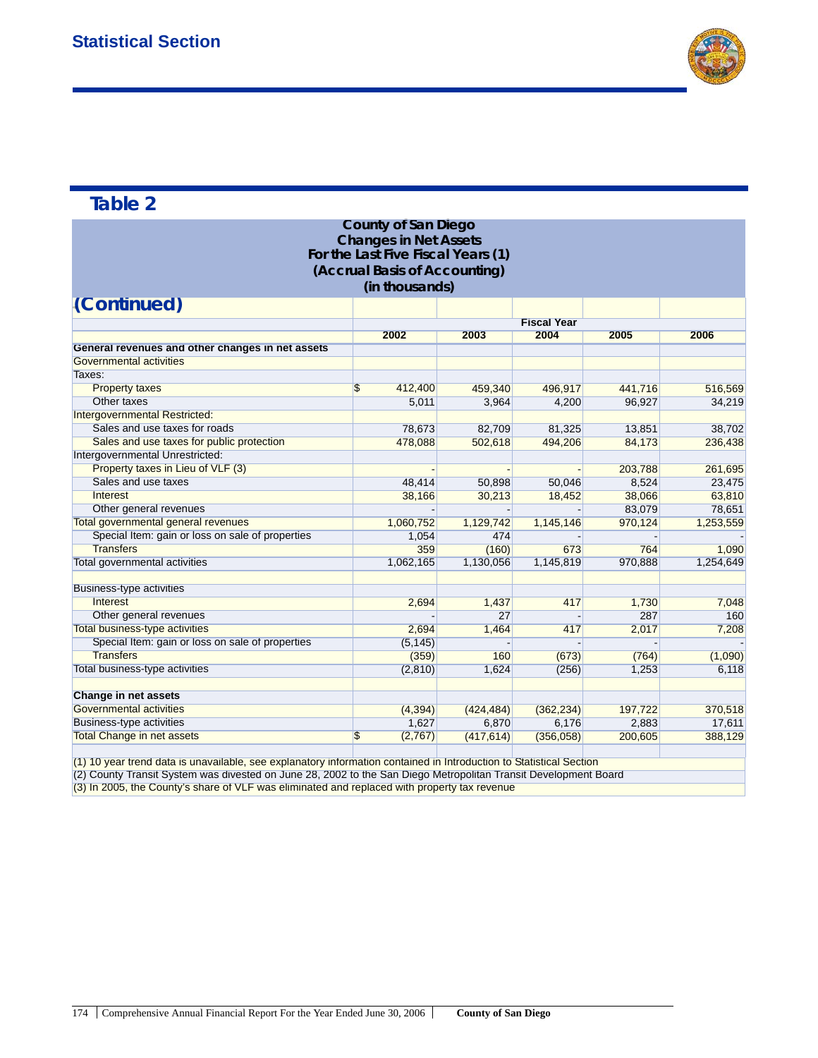## Statistical Section

## Table 2

**County of San Diego**
**Changes in Net Assets**
**For the Last Five Fiscal Years (1)**
**(Accrual Basis of Accounting)**
**(in thousands)**

**(Continued)**

| | Fiscal Year | | | | |
|---|---|---|---|---|---|
| | 2002 | 2003 | 2004 | 2005 | 2006 |
| **General revenues and other changes in net assets** | | | | | |
| Governmental activities | | | | | |
| Taxes: | | | | | |
| Property taxes | $ 412,400 | 459,340 | 496,917 | 441,716 | 516,569 |
| Other taxes | 5,011 | 3,964 | 4,200 | 96,927 | 34,219 |
| Intergovernmental Restricted: | | | | | |
| Sales and use taxes for roads | 78,673 | 82,709 | 81,325 | 13,851 | 38,702 |
| Sales and use taxes for public protection | 478,088 | 502,618 | 494,206 | 84,173 | 236,438 |
| Intergovernmental Unrestricted: | | | | | |
| Property taxes in Lieu of VLF (3) | - | - | - | 203,788 | 261,695 |
| Sales and use taxes | 48,414 | 50,898 | 50,046 | 8,524 | 23,475 |
| Interest | 38,166 | 30,213 | 18,452 | 38,066 | 63,810 |
| Other general revenues | - | - | - | 83,079 | 78,651 |
| Total governmental general revenues | 1,060,752 | 1,129,742 | 1,145,146 | 970,124 | 1,253,559 |
| Special Item: gain or loss on sale of properties | 1,054 | 474 | - | - | - |
| Transfers | 359 | (160) | 673 | 764 | 1,090 |
| Total governmental activities | 1,062,165 | 1,130,056 | 1,145,819 | 970,888 | 1,254,649 |
| | | | | | |
| Business-type activities | | | | | |
| Interest | 2,694 | 1,437 | 417 | 1,730 | 7,048 |
| Other general revenues | - | 27 | - | 287 | 160 |
| Total business-type activities | 2,694 | 1,464 | 417 | 2,017 | 7,208 |
| Special Item: gain or loss on sale of properties | (5,145) | - | - | - | - |
| Transfers | (359) | 160 | (673) | (764) | (1,090) |
| Total business-type activities | (2,810) | 1,624 | (256) | 1,253 | 6,118 |
| | | | | | |
| **Change in net assets** | | | | | |
| Governmental activities | (4,394) | (424,484) | (362,234) | 197,722 | 370,518 |
| Business-type activities | 1,627 | 6,870 | 6,176 | 2,883 | 17,611 |
| Total Change in net assets | $ (2,767) | (417,614) | (356,058) | 200,605 | 388,129 |

(1) 10 year trend data is unavailable, see explanatory information contained in Introduction to Statistical Section
(2) County Transit System was divested on June 28, 2002 to the San Diego Metropolitan Transit Development Board
(3) In 2005, the County's share of VLF was eliminated and replaced with property tax revenue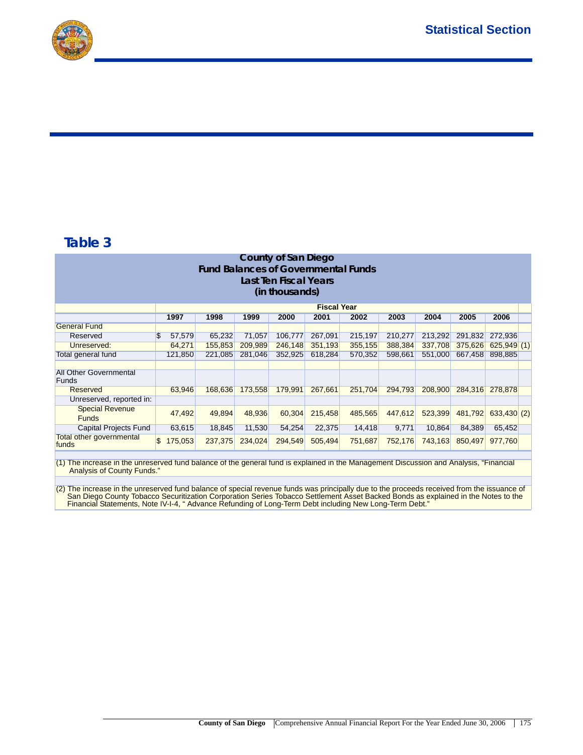## Table 3

**County of San Diego**
**Fund Balances of Governmental Funds**
**Last Ten Fiscal Years**
**(in thousands)**

| | Fiscal Year | | | | | | | | | | |
|---|---|---|---|---|---|---|---|---|---|---|---|
| | 1997 | 1998 | 1999 | 2000 | 2001 | 2002 | 2003 | 2004 | 2005 | 2006 | |
| General Fund | | | | | | | | | | | |
| Reserved | $ 57,579 | 65,232 | 71,057 | 106,777 | 267,091 | 215,197 | 210,277 | 213,292 | 291,832 | 272,936 | |
| Unreserved: | 64,271 | 155,853 | 209,989 | 246,148 | 351,193 | 355,155 | 388,384 | 337,708 | 375,626 | 625,949 | (1) |
| Total general fund | 121,850 | 221,085 | 281,046 | 352,925 | 618,284 | 570,352 | 598,661 | 551,000 | 667,458 | 898,885 | |
| | | | | | | | | | | | |
| All Other Governmental Funds | | | | | | | | | | | |
| Reserved | 63,946 | 168,636 | 173,558 | 179,991 | 267,661 | 251,704 | 294,793 | 208,900 | 284,316 | 278,878 | |
| Unreserved, reported in: | | | | | | | | | | | |
| Special Revenue Funds | 47,492 | 49,894 | 48,936 | 60,304 | 215,458 | 485,565 | 447,612 | 523,399 | 481,792 | 633,430 | (2) |
| Capital Projects Fund | 63,615 | 18,845 | 11,530 | 54,254 | 22,375 | 14,418 | 9,771 | 10,864 | 84,389 | 65,452 | |
| Total other governmental funds | $ 175,053 | 237,375 | 234,024 | 294,549 | 505,494 | 751,687 | 752,176 | 743,163 | 850,497 | 977,760 | |

(1) The increase in the unreserved fund balance of the general fund is explained in the Management Discussion and Analysis, "Financial Analysis of County Funds."

(2) The increase in the unreserved fund balance of special revenue funds was principally due to the proceeds received from the issuance of San Diego County Tobacco Securitization Corporation Series Tobacco Settlement Asset Backed Bonds as explained in the Notes to the Financial Statements, Note IV-I-4, " Advance Refunding of Long-Term Debt including New Long-Term Debt."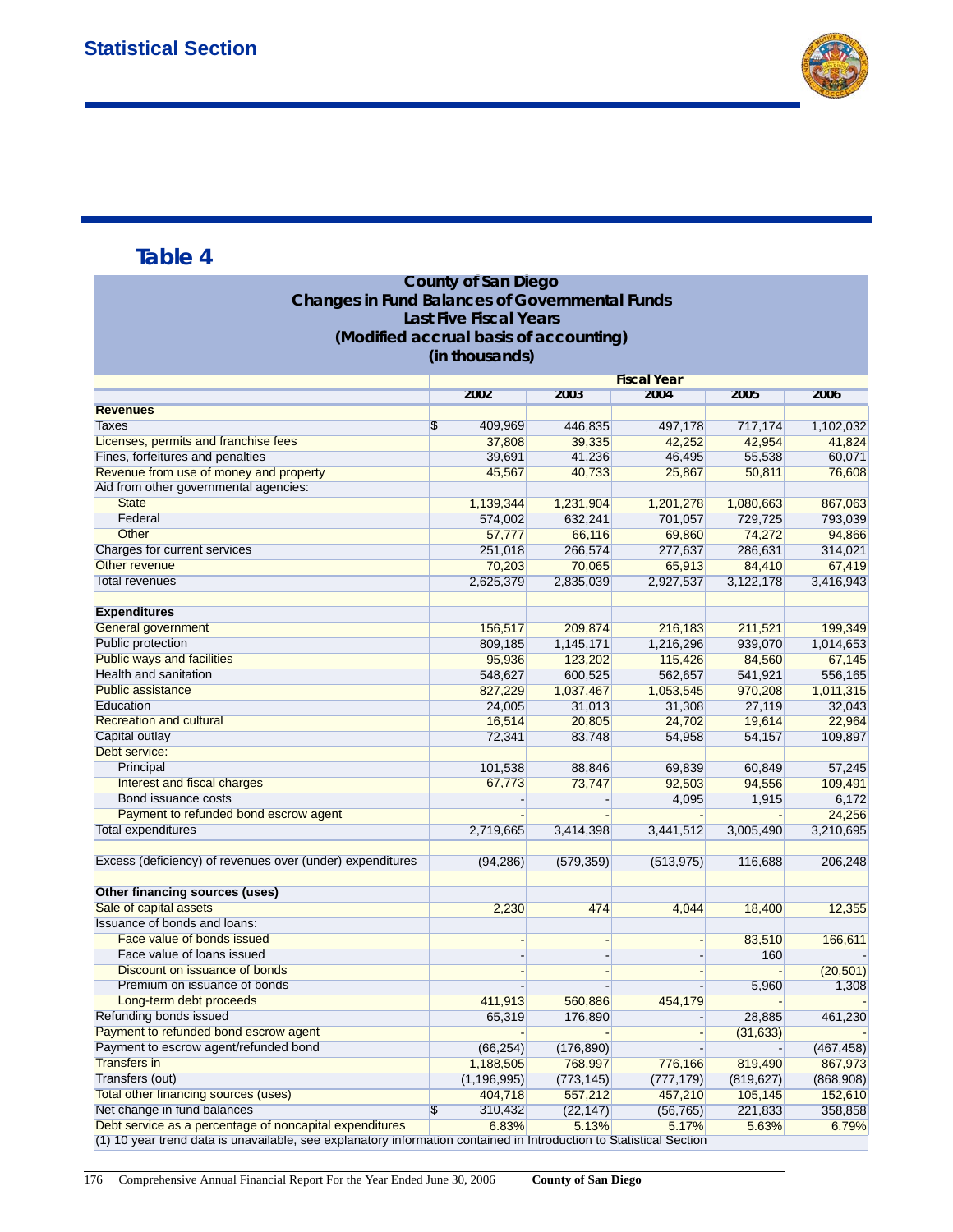## Statistical Section

# Table 4

**County of San Diego**
**Changes in Fund Balances of Governmental Funds**
**Last Five Fiscal Years**
**(Modified accrual basis of accounting)**
**(in thousands)**

| | Fiscal Year | | | | |
|---|---|---|---|---|---|
| | **2002** | **2003** | **2004** | **2005** | **2006** |
| **Revenues** | | | | | |
| Taxes | $ 409,969 | 446,835 | 497,178 | 717,174 | 1,102,032 |
| Licenses, permits and franchise fees | 37,808 | 39,335 | 42,252 | 42,954 | 41,824 |
| Fines, forfeitures and penalties | 39,691 | 41,236 | 46,495 | 55,538 | 60,071 |
| Revenue from use of money and property | 45,567 | 40,733 | 25,867 | 50,811 | 76,608 |
| Aid from other governmental agencies: | | | | | |
| State | 1,139,344 | 1,231,904 | 1,201,278 | 1,080,663 | 867,063 |
| Federal | 574,002 | 632,241 | 701,057 | 729,725 | 793,039 |
| Other | 57,777 | 66,116 | 69,860 | 74,272 | 94,866 |
| Charges for current services | 251,018 | 266,574 | 277,637 | 286,631 | 314,021 |
| Other revenue | 70,203 | 70,065 | 65,913 | 84,410 | 67,419 |
| Total revenues | 2,625,379 | 2,835,039 | 2,927,537 | 3,122,178 | 3,416,943 |
| | | | | | |
| **Expenditures** | | | | | |
| General government | 156,517 | 209,874 | 216,183 | 211,521 | 199,349 |
| Public protection | 809,185 | 1,145,171 | 1,216,296 | 939,070 | 1,014,653 |
| Public ways and facilities | 95,936 | 123,202 | 115,426 | 84,560 | 67,145 |
| Health and sanitation | 548,627 | 600,525 | 562,657 | 541,921 | 556,165 |
| Public assistance | 827,229 | 1,037,467 | 1,053,545 | 970,208 | 1,011,315 |
| Education | 24,005 | 31,013 | 31,308 | 27,119 | 32,043 |
| Recreation and cultural | 16,514 | 20,805 | 24,702 | 19,614 | 22,964 |
| Capital outlay | 72,341 | 83,748 | 54,958 | 54,157 | 109,897 |
| Debt service: | | | | | |
| Principal | 101,538 | 88,846 | 69,839 | 60,849 | 57,245 |
| Interest and fiscal charges | 67,773 | 73,747 | 92,503 | 94,556 | 109,491 |
| Bond issuance costs | - | - | 4,095 | 1,915 | 6,172 |
| Payment to refunded bond escrow agent | - | - | - | - | 24,256 |
| Total expenditures | 2,719,665 | 3,414,398 | 3,441,512 | 3,005,490 | 3,210,695 |
| | | | | | |
| Excess (deficiency) of revenues over (under) expenditures | (94,286) | (579,359) | (513,975) | 116,688 | 206,248 |
| | | | | | |
| **Other financing sources (uses)** | | | | | |
| Sale of capital assets | 2,230 | 474 | 4,044 | 18,400 | 12,355 |
| Issuance of bonds and loans: | | | | | |
| Face value of bonds issued | - | - | - | 83,510 | 166,611 |
| Face value of loans issued | - | - | - | 160 | - |
| Discount on issuance of bonds | - | - | - | - | (20,501) |
| Premium on issuance of bonds | - | - | - | 5,960 | 1,308 |
| Long-term debt proceeds | 411,913 | 560,886 | 454,179 | - | - |
| Refunding bonds issued | 65,319 | 176,890 | - | 28,885 | 461,230 |
| Payment to refunded bond escrow agent | - | - | - | (31,633) | - |
| Payment to escrow agent/refunded bond | (66,254) | (176,890) | - | - | (467,458) |
| Transfers in | 1,188,505 | 768,997 | 776,166 | 819,490 | 867,973 |
| Transfers (out) | (1,196,995) | (773,145) | (777,179) | (819,627) | (868,908) |
| Total other financing sources (uses) | 404,718 | 557,212 | 457,210 | 105,145 | 152,610 |
| Net change in fund balances | $ 310,432 | (22,147) | (56,765) | 221,833 | 358,858 |
| Debt service as a percentage of noncapital expenditures | 6.83% | 5.13% | 5.17% | 5.63% | 6.79% |

(1) 10 year trend data is unavailable, see explanatory information contained in Introduction to Statistical Section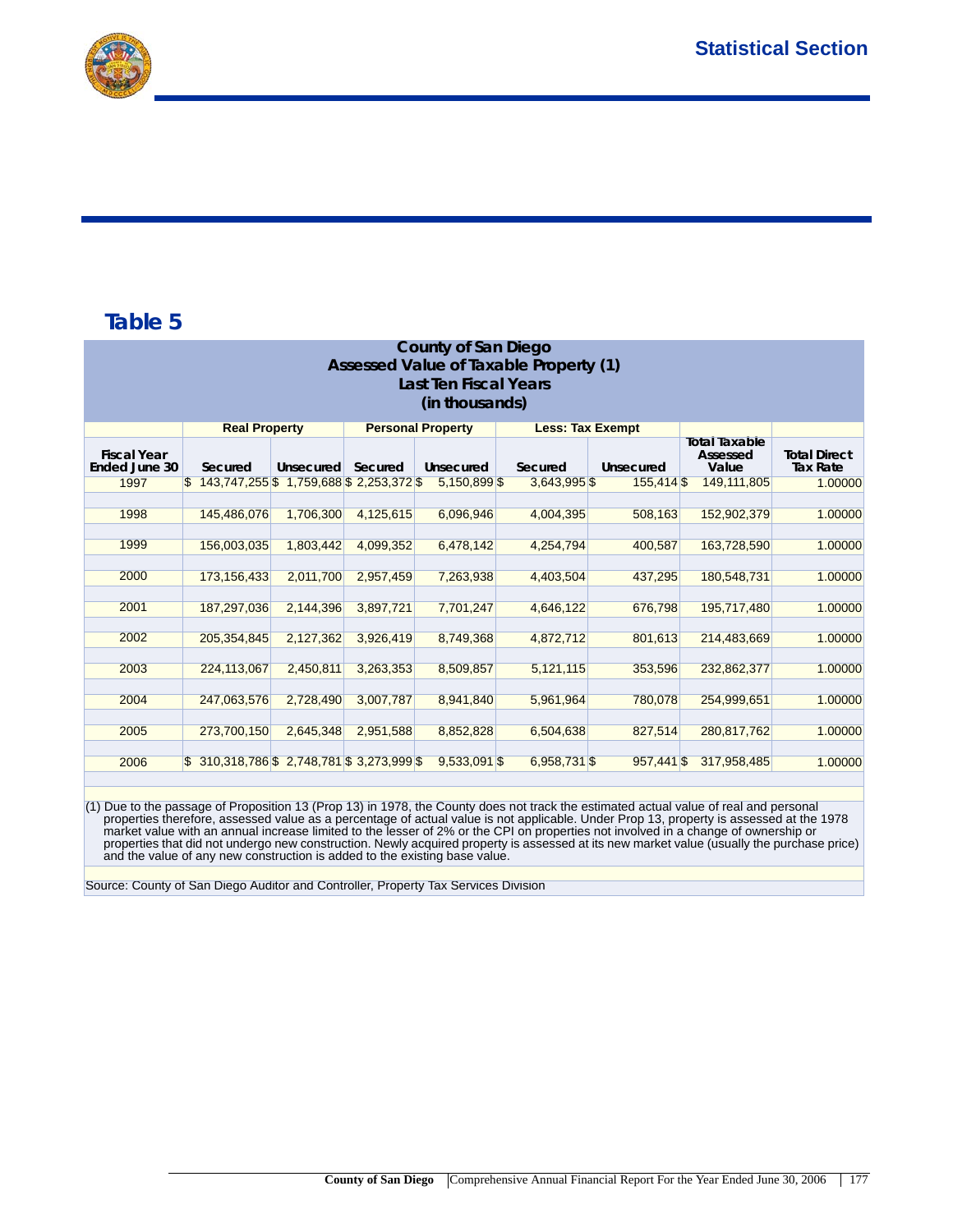## Table 5

**County of San Diego**
**Assessed Value of Taxable Property (1)**
**Last Ten Fiscal Years**
**(in thousands)**

| | Real Property | | Personal Property | | Less: Tax Exempt | | | |
|---|---|---|---|---|---|---|---|---|
| Fiscal Year Ended June 30 | Secured | Unsecured | Secured | Unsecured | Secured | Unsecured | Total Taxable Assessed Value | Total Direct Tax Rate |
| 1997 | $ 143,747,255 | $ 1,759,688 | $ 2,253,372 | $ 5,150,899 | $ 3,643,995 | $ 155,414 | $ 149,111,805 | 1.00000 |
| 1998 | 145,486,076 | 1,706,300 | 4,125,615 | 6,096,946 | 4,004,395 | 508,163 | 152,902,379 | 1.00000 |
| 1999 | 156,003,035 | 1,803,442 | 4,099,352 | 6,478,142 | 4,254,794 | 400,587 | 163,728,590 | 1.00000 |
| 2000 | 173,156,433 | 2,011,700 | 2,957,459 | 7,263,938 | 4,403,504 | 437,295 | 180,548,731 | 1.00000 |
| 2001 | 187,297,036 | 2,144,396 | 3,897,721 | 7,701,247 | 4,646,122 | 676,798 | 195,717,480 | 1.00000 |
| 2002 | 205,354,845 | 2,127,362 | 3,926,419 | 8,749,368 | 4,872,712 | 801,613 | 214,483,669 | 1.00000 |
| 2003 | 224,113,067 | 2,450,811 | 3,263,353 | 8,509,857 | 5,121,115 | 353,596 | 232,862,377 | 1.00000 |
| 2004 | 247,063,576 | 2,728,490 | 3,007,787 | 8,941,840 | 5,961,964 | 780,078 | 254,999,651 | 1.00000 |
| 2005 | 273,700,150 | 2,645,348 | 2,951,588 | 8,852,828 | 6,504,638 | 827,514 | 280,817,762 | 1.00000 |
| 2006 | $ 310,318,786 | $ 2,748,781 | $ 3,273,999 | $ 9,533,091 | $ 6,958,731 | $ 957,441 | $ 317,958,485 | 1.00000 |

(1) Due to the passage of Proposition 13 (Prop 13) in 1978, the County does not track the estimated actual value of real and personal properties therefore, assessed value as a percentage of actual value is not applicable. Under Prop 13, property is assessed at the 1978 market value with an annual increase limited to the lesser of 2% or the CPI on properties not involved in a change of ownership or properties that did not undergo new construction. Newly acquired property is assessed at its new market value (usually the purchase price) and the value of any new construction is added to the existing base value.

Source: County of San Diego Auditor and Controller, Property Tax Services Division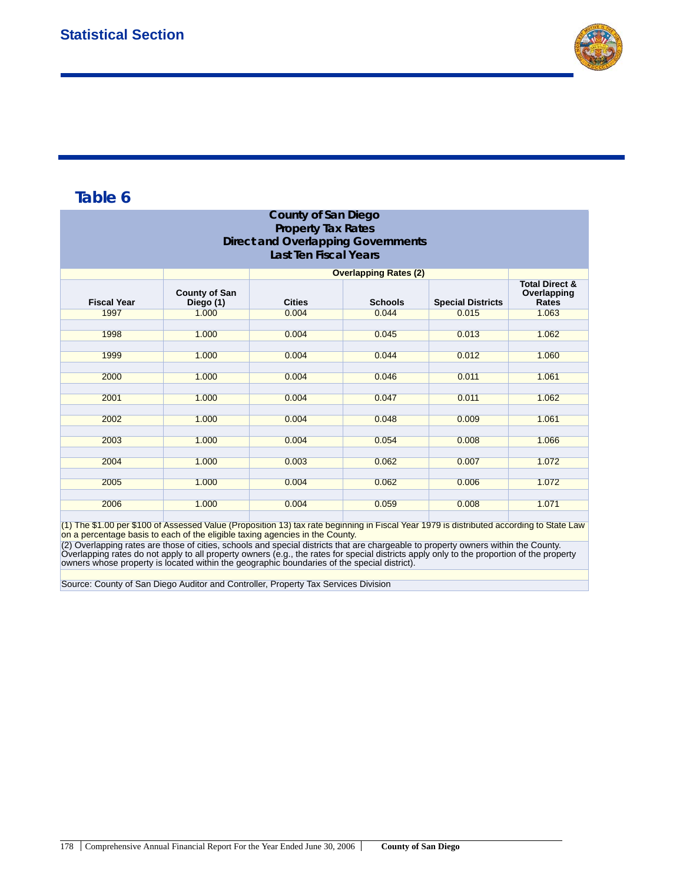## Table 6

**County of San Diego**
**Property Tax Rates**
**Direct and Overlapping Governments**
**Last Ten Fiscal Years**

| | | Overlapping Rates (2) | | | |
|---|---|---|---|---|---|
| **Fiscal Year** | **County of San Diego (1)** | **Cities** | **Schools** | **Special Districts** | **Total Direct & Overlapping Rates** |
| 1997 | 1.000 | 0.004 | 0.044 | 0.015 | 1.063 |
| 1998 | 1.000 | 0.004 | 0.045 | 0.013 | 1.062 |
| 1999 | 1.000 | 0.004 | 0.044 | 0.012 | 1.060 |
| 2000 | 1.000 | 0.004 | 0.046 | 0.011 | 1.061 |
| 2001 | 1.000 | 0.004 | 0.047 | 0.011 | 1.062 |
| 2002 | 1.000 | 0.004 | 0.048 | 0.009 | 1.061 |
| 2003 | 1.000 | 0.004 | 0.054 | 0.008 | 1.066 |
| 2004 | 1.000 | 0.003 | 0.062 | 0.007 | 1.072 |
| 2005 | 1.000 | 0.004 | 0.062 | 0.006 | 1.072 |
| 2006 | 1.000 | 0.004 | 0.059 | 0.008 | 1.071 |

(1) The $1.00 per $100 of Assessed Value (Proposition 13) tax rate beginning in Fiscal Year 1979 is distributed according to State Law on a percentage basis to each of the eligible taxing agencies in the County.

(2) Overlapping rates are those of cities, schools and special districts that are chargeable to property owners within the County. Overlapping rates do not apply to all property owners (e.g., the rates for special districts apply only to the proportion of the property owners whose property is located within the geographic boundaries of the special district).

Source: County of San Diego Auditor and Controller, Property Tax Services Division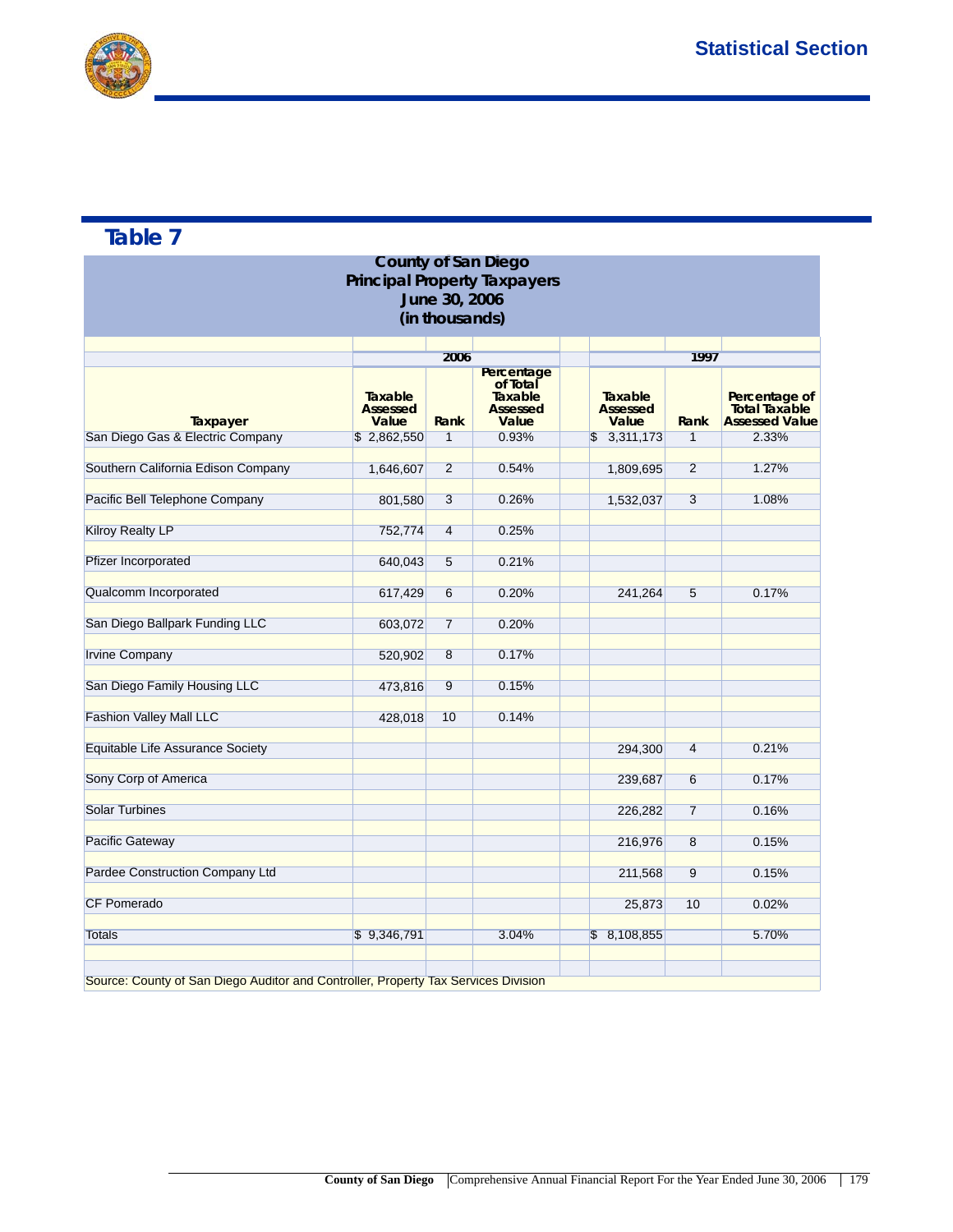# Table 7

**County of San Diego**
**Principal Property Taxpayers**
**June 30, 2006**
**(in thousands)**

| | 2006 | | | 1997 | | |
|---|---|---|---|---|---|---|
| **Taxpayer** | **Taxable Assessed Value** | **Rank** | **Percentage of Total Taxable Assessed Value** | **Taxable Assessed Value** | **Rank** | **Percentage of Total Taxable Assessed Value** |
| San Diego Gas & Electric Company | $ 2,862,550 | 1 | 0.93% | $ 3,311,173 | 1 | 2.33% |
| Southern California Edison Company | 1,646,607 | 2 | 0.54% | 1,809,695 | 2 | 1.27% |
| Pacific Bell Telephone Company | 801,580 | 3 | 0.26% | 1,532,037 | 3 | 1.08% |
| Kilroy Realty LP | 752,774 | 4 | 0.25% | | | |
| Pfizer Incorporated | 640,043 | 5 | 0.21% | | | |
| Qualcomm Incorporated | 617,429 | 6 | 0.20% | 241,264 | 5 | 0.17% |
| San Diego Ballpark Funding LLC | 603,072 | 7 | 0.20% | | | |
| Irvine Company | 520,902 | 8 | 0.17% | | | |
| San Diego Family Housing LLC | 473,816 | 9 | 0.15% | | | |
| Fashion Valley Mall LLC | 428,018 | 10 | 0.14% | | | |
| Equitable Life Assurance Society | | | | 294,300 | 4 | 0.21% |
| Sony Corp of America | | | | 239,687 | 6 | 0.17% |
| Solar Turbines | | | | 226,282 | 7 | 0.16% |
| Pacific Gateway | | | | 216,976 | 8 | 0.15% |
| Pardee Construction Company Ltd | | | | 211,568 | 9 | 0.15% |
| CF Pomerado | | | | 25,873 | 10 | 0.02% |
| Totals | $ 9,346,791 | | 3.04% | $ 8,108,855 | | 5.70% |

Source: County of San Diego Auditor and Controller, Property Tax Services Division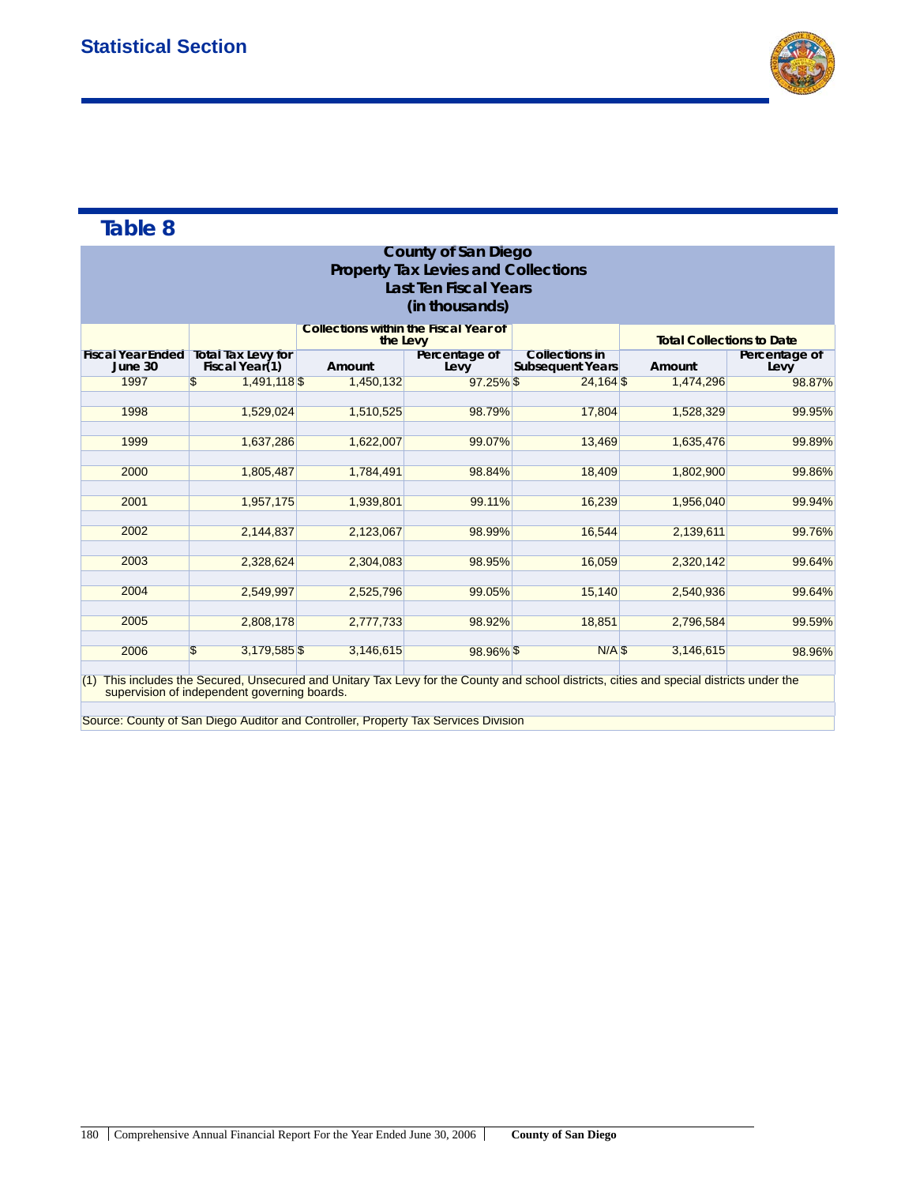## Statistical Section

# Table 8

**County of San Diego**
**Property Tax Levies and Collections**
**Last Ten Fiscal Years**
**(in thousands)**

| | | Collections within the Fiscal Year of the Levy | | | Total Collections to Date | |
|---|---|---|---|---|---|---|
| Fiscal Year Ended June 30 | Total Tax Levy for Fiscal Year(1) | Amount | Percentage of Levy | Collections in Subsequent Years | Amount | Percentage of Levy |
| 1997 | $ 1,491,118 | $ 1,450,132 | 97.25% | $ 24,164 | $ 1,474,296 | 98.87% |
| 1998 | 1,529,024 | 1,510,525 | 98.79% | 17,804 | 1,528,329 | 99.95% |
| 1999 | 1,637,286 | 1,622,007 | 99.07% | 13,469 | 1,635,476 | 99.89% |
| 2000 | 1,805,487 | 1,784,491 | 98.84% | 18,409 | 1,802,900 | 99.86% |
| 2001 | 1,957,175 | 1,939,801 | 99.11% | 16,239 | 1,956,040 | 99.94% |
| 2002 | 2,144,837 | 2,123,067 | 98.99% | 16,544 | 2,139,611 | 99.76% |
| 2003 | 2,328,624 | 2,304,083 | 98.95% | 16,059 | 2,320,142 | 99.64% |
| 2004 | 2,549,997 | 2,525,796 | 99.05% | 15,140 | 2,540,936 | 99.64% |
| 2005 | 2,808,178 | 2,777,733 | 98.92% | 18,851 | 2,796,584 | 99.59% |
| 2006 | $ 3,179,585 | $ 3,146,615 | 98.96% | $ N/A | $ 3,146,615 | 98.96% |

(1) This includes the Secured, Unsecured and Unitary Tax Levy for the County and school districts, cities and special districts under the supervision of independent governing boards.

Source: County of San Diego Auditor and Controller, Property Tax Services Division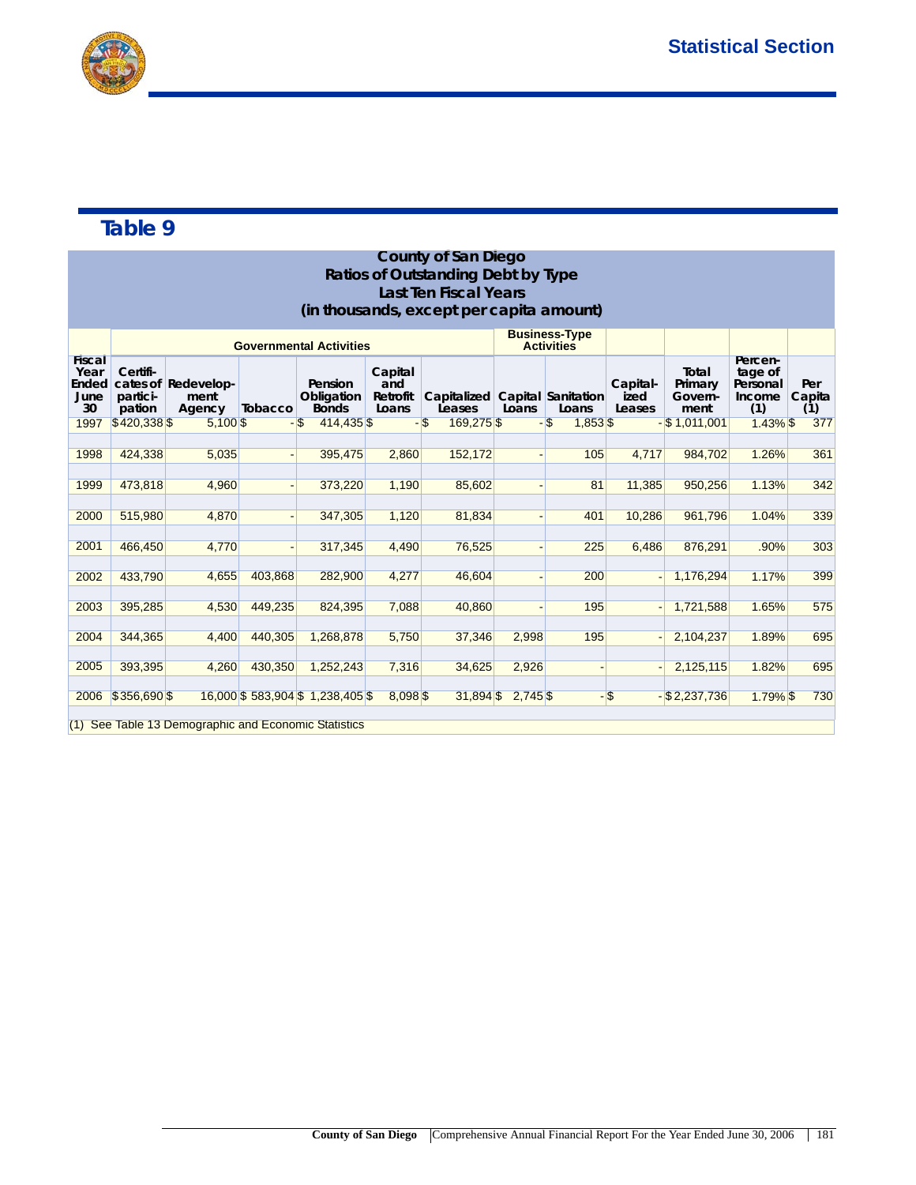## Table 9

**County of San Diego**
**Ratios of Outstanding Debt by Type**
**Last Ten Fiscal Years**
**(in thousands, except per capita amount)**

| | Governmental Activities | | | | | | Business-Type Activities | | | | | |
|---|---|---|---|---|---|---|---|---|---|---|---|---|
| Fiscal Year Ended June 30 | Certificates of participation | Redevelopment Agency | Tobacco | Pension Obligation Bonds | Capital and Retrofit Loans | Capitalized Leases | Capital Loans | Sanitation Loans | Capitalized Leases | Total Primary Government | Percentage of Personal Income (1) | Per Capita (1) |
| 1997 | $420,338 | $ 5,100 | $ - | $ 414,435 | $ - | $ 169,275 | $ - | $ 1,853 | $ - | $ 1,011,001 | 1.43% | $ 377 |
| 1998 | 424,338 | 5,035 | - | 395,475 | 2,860 | 152,172 | - | 105 | 4,717 | 984,702 | 1.26% | 361 |
| 1999 | 473,818 | 4,960 | - | 373,220 | 1,190 | 85,602 | - | 81 | 11,385 | 950,256 | 1.13% | 342 |
| 2000 | 515,980 | 4,870 | - | 347,305 | 1,120 | 81,834 | - | 401 | 10,286 | 961,796 | 1.04% | 339 |
| 2001 | 466,450 | 4,770 | - | 317,345 | 4,490 | 76,525 | - | 225 | 6,486 | 876,291 | .90% | 303 |
| 2002 | 433,790 | 4,655 | 403,868 | 282,900 | 4,277 | 46,604 | - | 200 | - | 1,176,294 | 1.17% | 399 |
| 2003 | 395,285 | 4,530 | 449,235 | 824,395 | 7,088 | 40,860 | - | 195 | - | 1,721,588 | 1.65% | 575 |
| 2004 | 344,365 | 4,400 | 440,305 | 1,268,878 | 5,750 | 37,346 | 2,998 | 195 | - | 2,104,237 | 1.89% | 695 |
| 2005 | 393,395 | 4,260 | 430,350 | 1,252,243 | 7,316 | 34,625 | 2,926 | - | - | 2,125,115 | 1.82% | 695 |
| 2006 | $356,690 | $ 16,000 | $ 583,904 | $ 1,238,405 | $ 8,098 | $ 31,894 | $ 2,745 | $ - | $ - | $ 2,237,736 | 1.79% | $ 730 |

(1) See Table 13 Demographic and Economic Statistics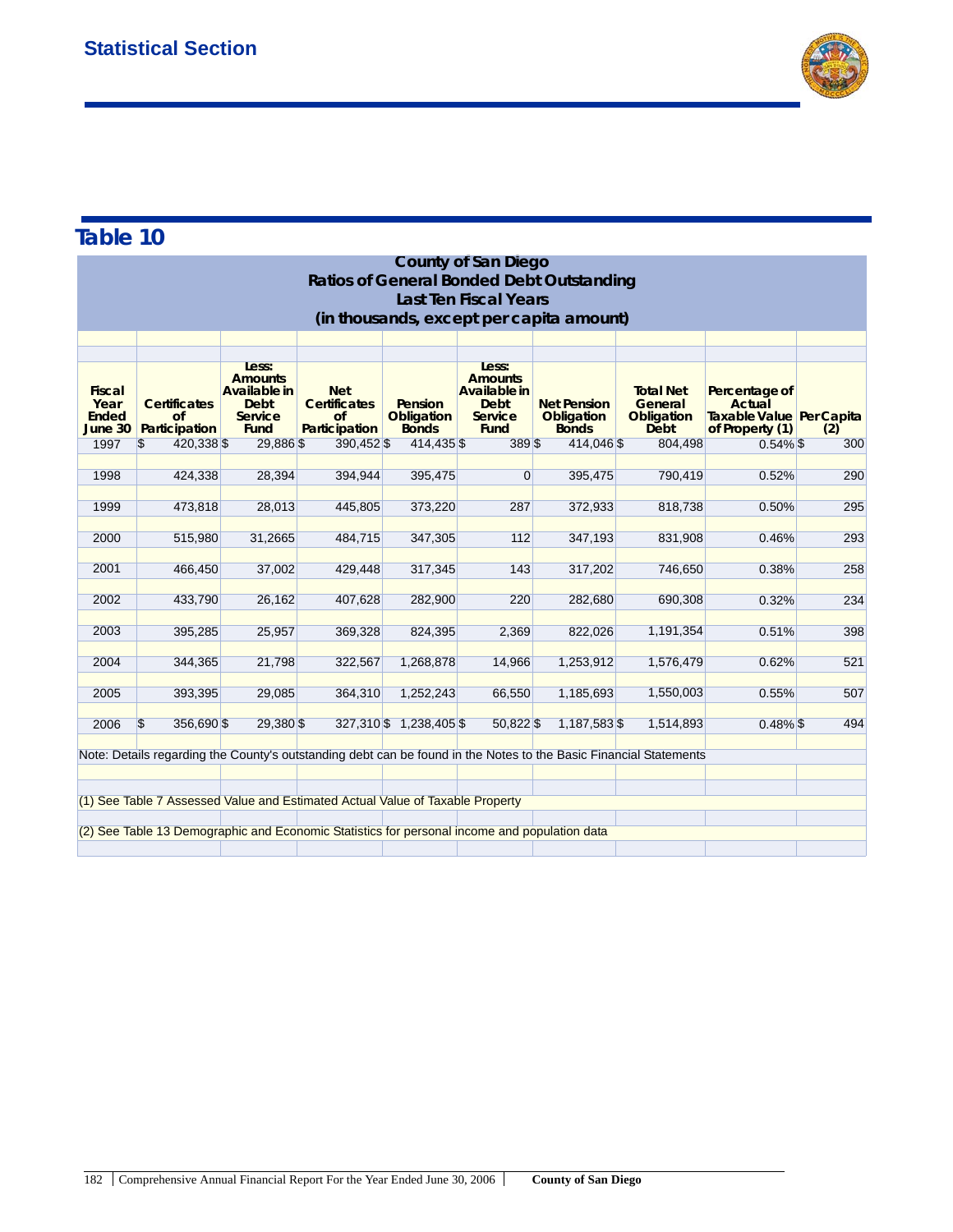# Table 10

**County of San Diego**
**Ratios of General Bonded Debt Outstanding**
**Last Ten Fiscal Years**
**(in thousands, except per capita amount)**

| Fiscal Year Ended June 30 | Certificates of Participation | Less: Amounts Available in Debt Service Fund | Net Certificates of Participation | Pension Obligation Bonds | Less: Amounts Available in Debt Service Fund | Net Pension Obligation Bonds | Total Net General Obligation Debt | Percentage of Actual Taxable Value of Property (1) | Per Capita (2) |
|---|---|---|---|---|---|---|---|---|---|
| 1997 | $ 420,338 | $ 29,886 | $ 390,452 | $ 414,435 | $ 389 | $ 414,046 | $ 804,498 | 0.54% | $ 300 |
| 1998 | 424,338 | 28,394 | 394,944 | 395,475 | 0 | 395,475 | 790,419 | 0.52% | 290 |
| 1999 | 473,818 | 28,013 | 445,805 | 373,220 | 287 | 372,933 | 818,738 | 0.50% | 295 |
| 2000 | 515,980 | 31,2665 | 484,715 | 347,305 | 112 | 347,193 | 831,908 | 0.46% | 293 |
| 2001 | 466,450 | 37,002 | 429,448 | 317,345 | 143 | 317,202 | 746,650 | 0.38% | 258 |
| 2002 | 433,790 | 26,162 | 407,628 | 282,900 | 220 | 282,680 | 690,308 | 0.32% | 234 |
| 2003 | 395,285 | 25,957 | 369,328 | 824,395 | 2,369 | 822,026 | 1,191,354 | 0.51% | 398 |
| 2004 | 344,365 | 21,798 | 322,567 | 1,268,878 | 14,966 | 1,253,912 | 1,576,479 | 0.62% | 521 |
| 2005 | 393,395 | 29,085 | 364,310 | 1,252,243 | 66,550 | 1,185,693 | 1,550,003 | 0.55% | 507 |
| 2006 | $ 356,690 | $ 29,380 | $ 327,310 | $ 1,238,405 | $ 50,822 | $ 1,187,583 | $ 1,514,893 | 0.48% | $ 494 |

Note: Details regarding the County's outstanding debt can be found in the Notes to the Basic Financial Statements

(1) See Table 7 Assessed Value and Estimated Actual Value of Taxable Property

(2) See Table 13 Demographic and Economic Statistics for personal income and population data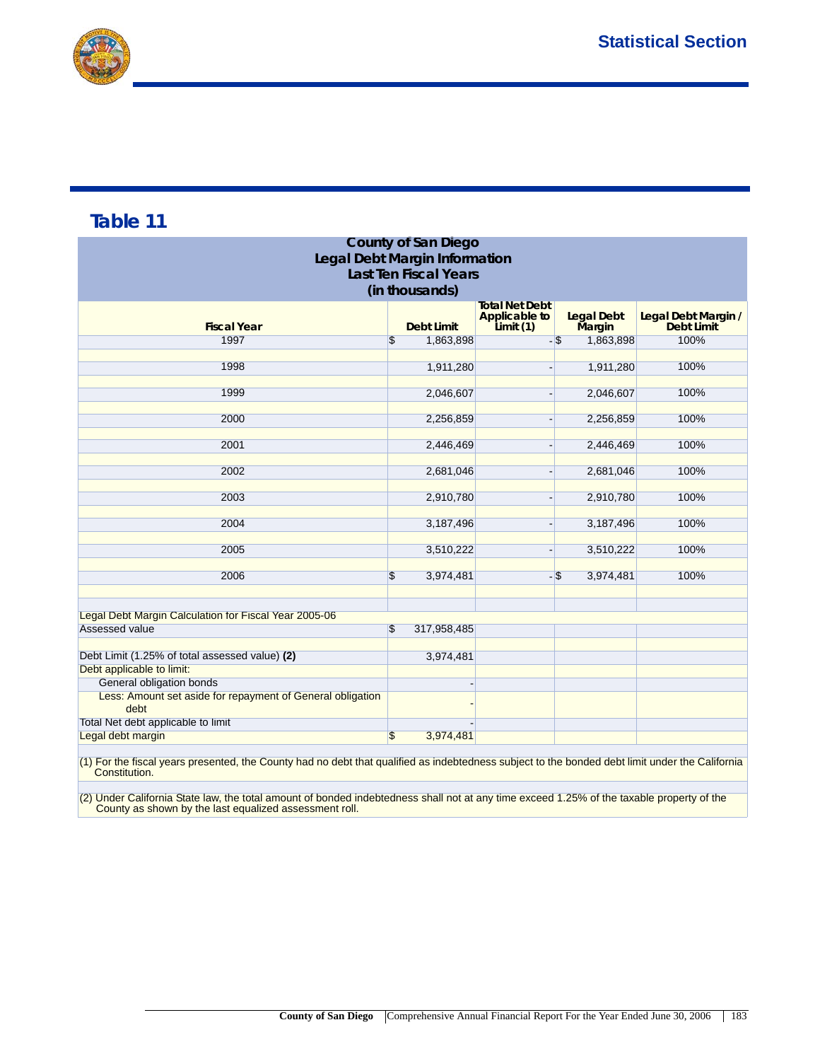## Table 11

**County of San Diego**
**Legal Debt Margin Information**
**Last Ten Fiscal Years**
**(in thousands)**

| Fiscal Year | Debt Limit | Total Net Debt Applicable to Limit (1) | Legal Debt Margin | Legal Debt Margin / Debt Limit |
|---|---|---|---|---|
| 1997 | $ 1,863,898 | - | $ 1,863,898 | 100% |
| 1998 | 1,911,280 | - | 1,911,280 | 100% |
| 1999 | 2,046,607 | - | 2,046,607 | 100% |
| 2000 | 2,256,859 | - | 2,256,859 | 100% |
| 2001 | 2,446,469 | - | 2,446,469 | 100% |
| 2002 | 2,681,046 | - | 2,681,046 | 100% |
| 2003 | 2,910,780 | - | 2,910,780 | 100% |
| 2004 | 3,187,496 | - | 3,187,496 | 100% |
| 2005 | 3,510,222 | - | 3,510,222 | 100% |
| 2006 | $ 3,974,481 | - | $ 3,974,481 | 100% |

Legal Debt Margin Calculation for Fiscal Year 2005-06

| | |
|---|---|
| Assessed value | $ 317,958,485 |
| Debt Limit (1.25% of total assessed value) **(2)** | 3,974,481 |
| Debt applicable to limit: | |
| General obligation bonds | - |
| Less: Amount set aside for repayment of General obligation debt | - |
| Total Net debt applicable to limit | - |
| Legal debt margin | $ 3,974,481 |

(1) For the fiscal years presented, the County had no debt that qualified as indebtedness subject to the bonded debt limit under the California Constitution.

(2) Under California State law, the total amount of bonded indebtedness shall not at any time exceed 1.25% of the taxable property of the County as shown by the last equalized assessment roll.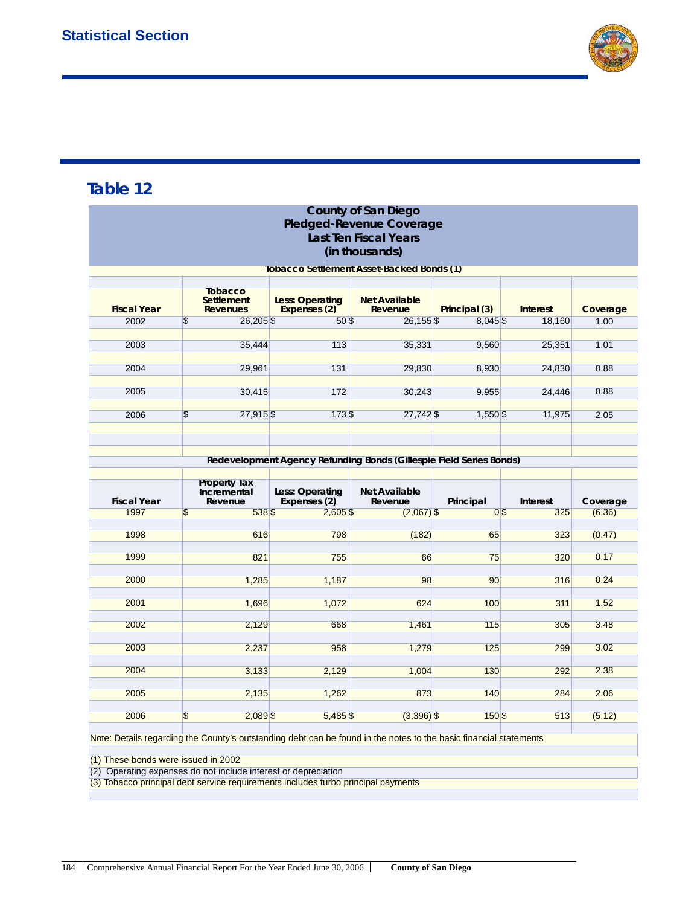## Table 12

**County of San Diego**
**Pledged-Revenue Coverage**
**Last Ten Fiscal Years**
**(in thousands)**

**Tobacco Settlement Asset-Backed Bonds (1)**

| Fiscal Year | Tobacco Settlement Revenues | Less: Operating Expenses (2) | Net Available Revenue | Principal (3) | Interest | Coverage |
|---|---|---|---|---|---|---|
| 2002 | $ 26,205 | $ 50 | $ 26,155 | $ 8,045 | $ 18,160 | 1.00 |
| 2003 | 35,444 | 113 | 35,331 | 9,560 | 25,351 | 1.01 |
| 2004 | 29,961 | 131 | 29,830 | 8,930 | 24,830 | 0.88 |
| 2005 | 30,415 | 172 | 30,243 | 9,955 | 24,446 | 0.88 |
| 2006 | $ 27,915 | $ 173 | $ 27,742 | $ 1,550 | $ 11,975 | 2.05 |

**Redevelopment Agency Refunding Bonds (Gillespie Field Series Bonds)**

| Fiscal Year | Property Tax Incremental Revenue | Less: Operating Expenses (2) | Net Available Revenue | Principal | Interest | Coverage |
|---|---|---|---|---|---|---|
| 1997 | $ 538 | $ 2,605 | $ (2,067) | $ 0 | $ 325 | (6.36) |
| 1998 | 616 | 798 | (182) | 65 | 323 | (0.47) |
| 1999 | 821 | 755 | 66 | 75 | 320 | 0.17 |
| 2000 | 1,285 | 1,187 | 98 | 90 | 316 | 0.24 |
| 2001 | 1,696 | 1,072 | 624 | 100 | 311 | 1.52 |
| 2002 | 2,129 | 668 | 1,461 | 115 | 305 | 3.48 |
| 2003 | 2,237 | 958 | 1,279 | 125 | 299 | 3.02 |
| 2004 | 3,133 | 2,129 | 1,004 | 130 | 292 | 2.38 |
| 2005 | 2,135 | 1,262 | 873 | 140 | 284 | 2.06 |
| 2006 | $ 2,089 | $ 5,485 | $ (3,396) | $ 150 | $ 513 | (5.12) |

Note: Details regarding the County's outstanding debt can be found in the notes to the basic financial statements

(1) These bonds were issued in 2002
(2) Operating expenses do not include interest or depreciation
(3) Tobacco principal debt service requirements includes turbo principal payments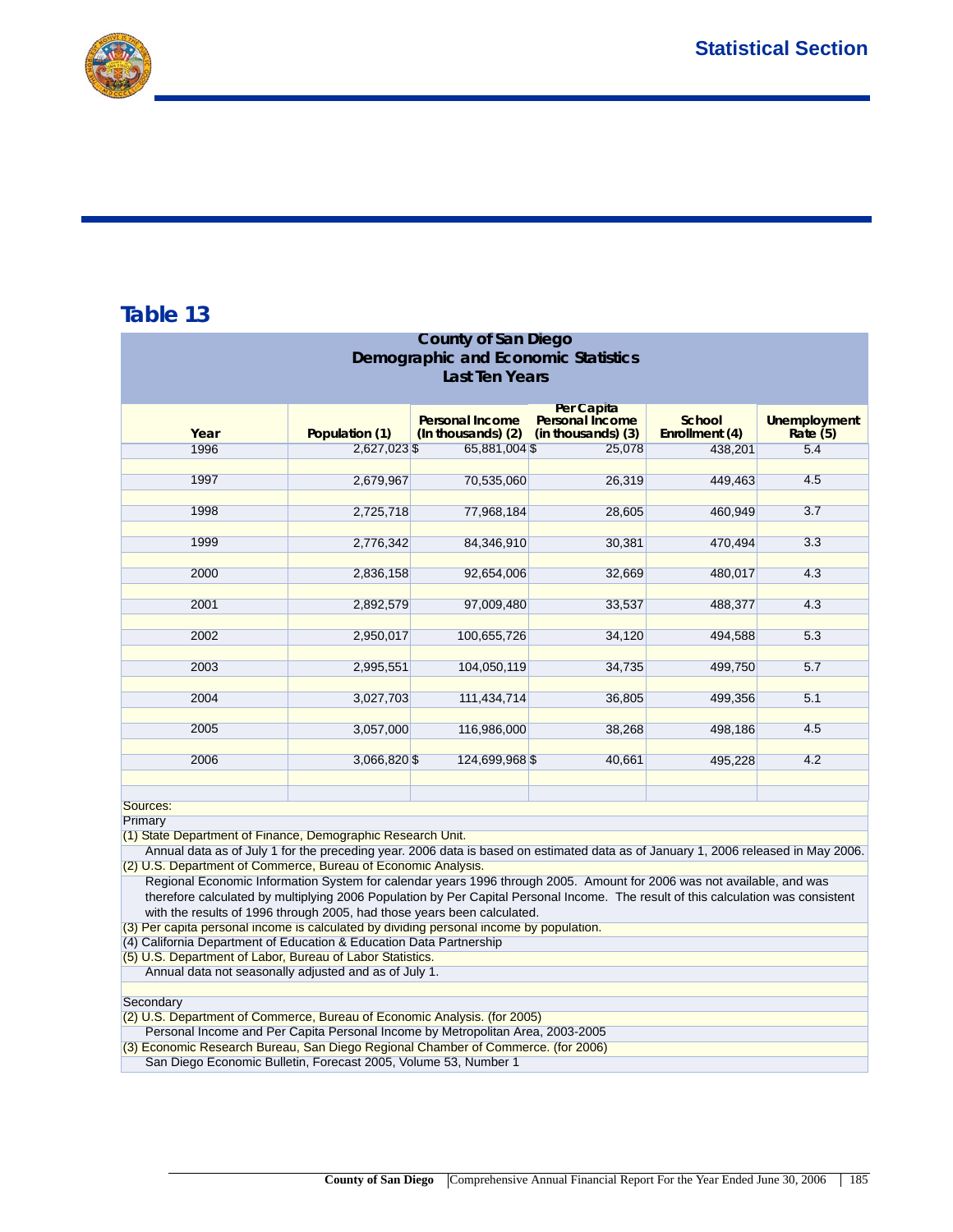## Table 13

**County of San Diego**
**Demographic and Economic Statistics**
**Last Ten Years**

| Year | Population (1) | Personal Income (In thousands) (2) | Per Capita Personal Income (in thousands) (3) | School Enrollment (4) | Unemployment Rate (5) |
|---|---|---|---|---|---|
| 1996 | 2,627,023 | $ 65,881,004 | $ 25,078 | 438,201 | 5.4 |
| 1997 | 2,679,967 | 70,535,060 | 26,319 | 449,463 | 4.5 |
| 1998 | 2,725,718 | 77,968,184 | 28,605 | 460,949 | 3.7 |
| 1999 | 2,776,342 | 84,346,910 | 30,381 | 470,494 | 3.3 |
| 2000 | 2,836,158 | 92,654,006 | 32,669 | 480,017 | 4.3 |
| 2001 | 2,892,579 | 97,009,480 | 33,537 | 488,377 | 4.3 |
| 2002 | 2,950,017 | 100,655,726 | 34,120 | 494,588 | 5.3 |
| 2003 | 2,995,551 | 104,050,119 | 34,735 | 499,750 | 5.7 |
| 2004 | 3,027,703 | 111,434,714 | 36,805 | 499,356 | 5.1 |
| 2005 | 3,057,000 | 116,986,000 | 38,268 | 498,186 | 4.5 |
| 2006 | 3,066,820 | $ 124,699,968 | $ 40,661 | 495,228 | 4.2 |

Sources:

Primary

(1) State Department of Finance, Demographic Research Unit.
Annual data as of July 1 for the preceding year. 2006 data is based on estimated data as of January 1, 2006 released in May 2006.

(2) U.S. Department of Commerce, Bureau of Economic Analysis.
Regional Economic Information System for calendar years 1996 through 2005. Amount for 2006 was not available, and was therefore calculated by multiplying 2006 Population by Per Capital Personal Income. The result of this calculation was consistent with the results of 1996 through 2005, had those years been calculated.

(3) Per capita personal income is calculated by dividing personal income by population.

(4) California Department of Education & Education Data Partnership

(5) U.S. Department of Labor, Bureau of Labor Statistics.
Annual data not seasonally adjusted and as of July 1.

Secondary

(2) U.S. Department of Commerce, Bureau of Economic Analysis. (for 2005)
Personal Income and Per Capita Personal Income by Metropolitan Area, 2003-2005

(3) Economic Research Bureau, San Diego Regional Chamber of Commerce. (for 2006)
San Diego Economic Bulletin, Forecast 2005, Volume 53, Number 1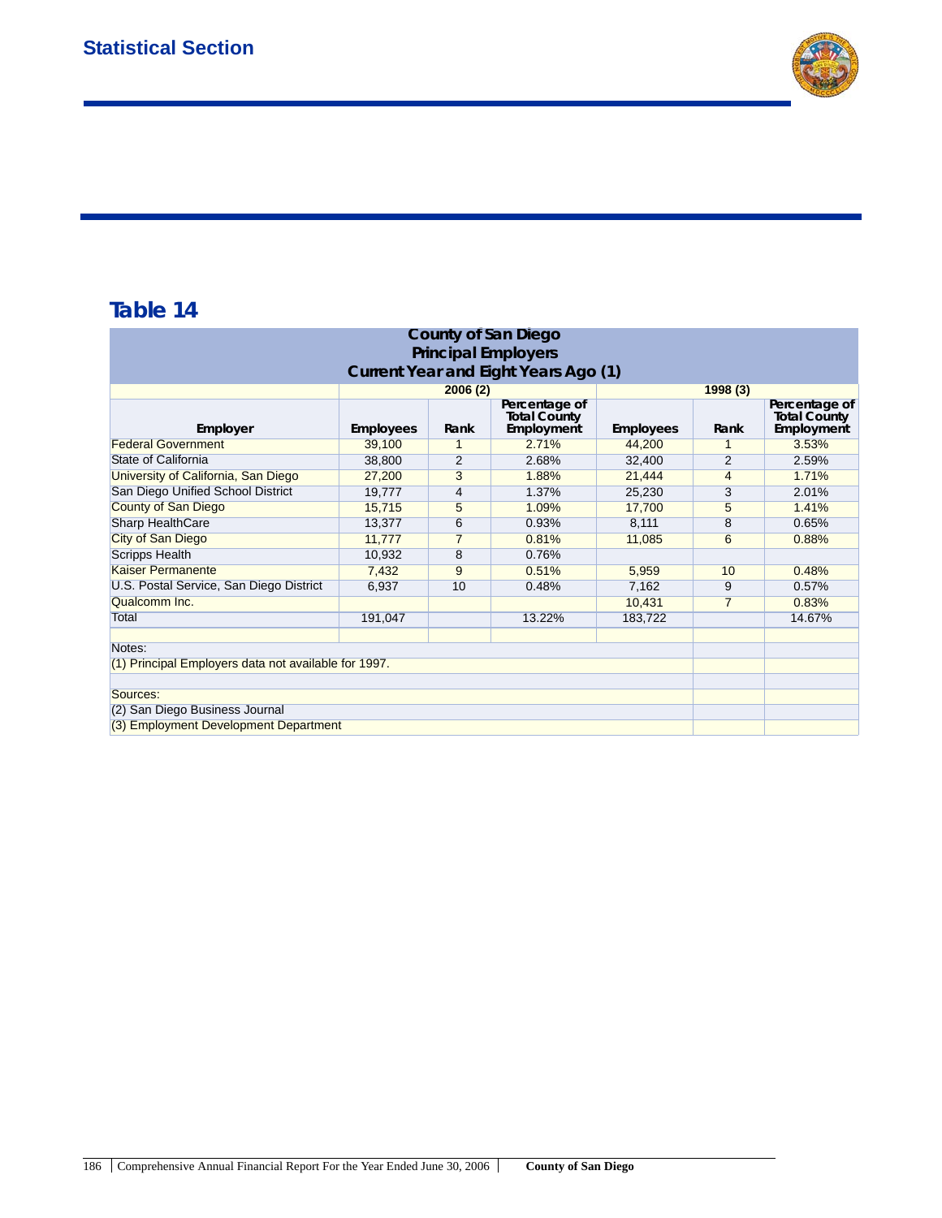# Statistical Section

## Table 14

**County of San Diego**
**Principal Employers**
**Current Year and Eight Years Ago (1)**

| | 2006 (2) | | | 1998 (3) | | |
|---|---|---|---|---|---|---|
| **Employer** | **Employees** | **Rank** | **Percentage of Total County Employment** | **Employees** | **Rank** | **Percentage of Total County Employment** |
| Federal Government | 39,100 | 1 | 2.71% | 44,200 | 1 | 3.53% |
| State of California | 38,800 | 2 | 2.68% | 32,400 | 2 | 2.59% |
| University of California, San Diego | 27,200 | 3 | 1.88% | 21,444 | 4 | 1.71% |
| San Diego Unified School District | 19,777 | 4 | 1.37% | 25,230 | 3 | 2.01% |
| County of San Diego | 15,715 | 5 | 1.09% | 17,700 | 5 | 1.41% |
| Sharp HealthCare | 13,377 | 6 | 0.93% | 8,111 | 8 | 0.65% |
| City of San Diego | 11,777 | 7 | 0.81% | 11,085 | 6 | 0.88% |
| Scripps Health | 10,932 | 8 | 0.76% | | | |
| Kaiser Permanente | 7,432 | 9 | 0.51% | 5,959 | 10 | 0.48% |
| U.S. Postal Service, San Diego District | 6,937 | 10 | 0.48% | 7,162 | 9 | 0.57% |
| Qualcomm Inc. | | | | 10,431 | 7 | 0.83% |
| Total | 191,047 | | 13.22% | 183,722 | | 14.67% |

Notes:
(1) Principal Employers data not available for 1997.

Sources:
(2) San Diego Business Journal
(3) Employment Development Department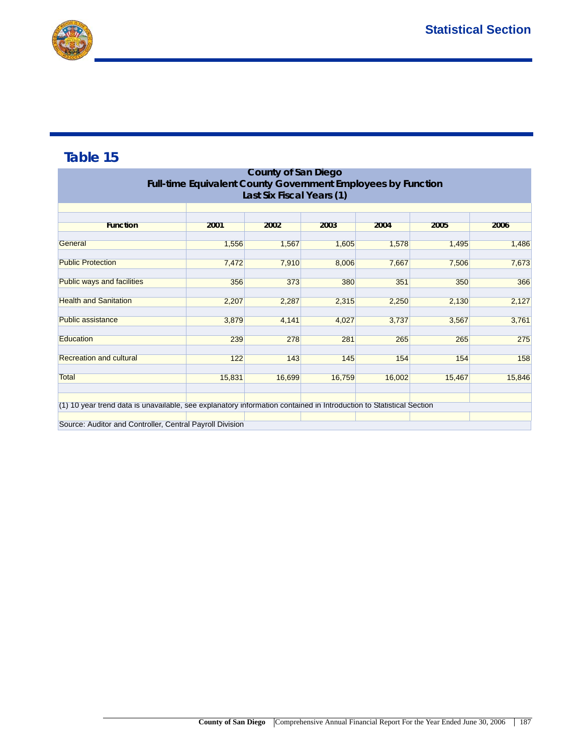## Table 15

**County of San Diego**
**Full-time Equivalent County Government Employees by Function**
**Last Six Fiscal Years (1)**

| Function | 2001 | 2002 | 2003 | 2004 | 2005 | 2006 |
|---|---|---|---|---|---|---|
| General | 1,556 | 1,567 | 1,605 | 1,578 | 1,495 | 1,486 |
| Public Protection | 7,472 | 7,910 | 8,006 | 7,667 | 7,506 | 7,673 |
| Public ways and facilities | 356 | 373 | 380 | 351 | 350 | 366 |
| Health and Sanitation | 2,207 | 2,287 | 2,315 | 2,250 | 2,130 | 2,127 |
| Public assistance | 3,879 | 4,141 | 4,027 | 3,737 | 3,567 | 3,761 |
| Education | 239 | 278 | 281 | 265 | 265 | 275 |
| Recreation and cultural | 122 | 143 | 145 | 154 | 154 | 158 |
| Total | 15,831 | 16,699 | 16,759 | 16,002 | 15,467 | 15,846 |

(1) 10 year trend data is unavailable, see explanatory information contained in Introduction to Statistical Section

Source: Auditor and Controller, Central Payroll Division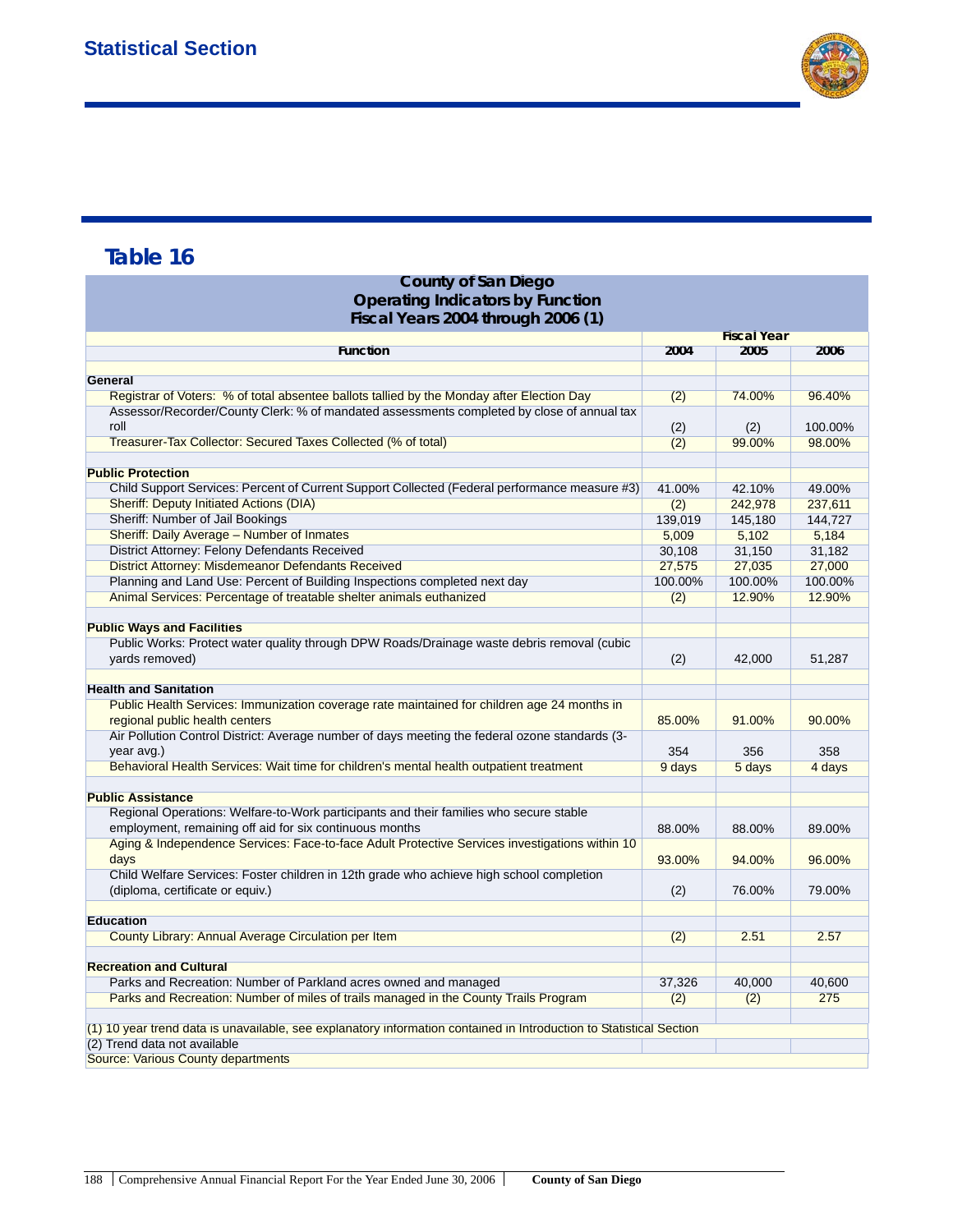## Statistical Section

# Table 16

| County of San Diego<br>Operating Indicators by Function<br>Fiscal Years 2004 through 2006 (1) | Fiscal Year | | |
|---|---|---|---|
| **Function** | **2004** | **2005** | **2006** |
| **General** | | | |
| Registrar of Voters: % of total absentee ballots tallied by the Monday after Election Day | (2) | 74.00% | 96.40% |
| Assessor/Recorder/County Clerk: % of mandated assessments completed by close of annual tax roll | (2) | (2) | 100.00% |
| Treasurer-Tax Collector: Secured Taxes Collected (% of total) | (2) | 99.00% | 98.00% |
| **Public Protection** | | | |
| Child Support Services: Percent of Current Support Collected (Federal performance measure #3) | 41.00% | 42.10% | 49.00% |
| Sheriff: Deputy Initiated Actions (DIA) | (2) | 242,978 | 237,611 |
| Sheriff: Number of Jail Bookings | 139,019 | 145,180 | 144,727 |
| Sheriff: Daily Average – Number of Inmates | 5,009 | 5,102 | 5,184 |
| District Attorney: Felony Defendants Received | 30,108 | 31,150 | 31,182 |
| District Attorney: Misdemeanor Defendants Received | 27,575 | 27,035 | 27,000 |
| Planning and Land Use: Percent of Building Inspections completed next day | 100.00% | 100.00% | 100.00% |
| Animal Services: Percentage of treatable shelter animals euthanized | (2) | 12.90% | 12.90% |
| **Public Ways and Facilities** | | | |
| Public Works: Protect water quality through DPW Roads/Drainage waste debris removal (cubic yards removed) | (2) | 42,000 | 51,287 |
| **Health and Sanitation** | | | |
| Public Health Services: Immunization coverage rate maintained for children age 24 months in regional public health centers | 85.00% | 91.00% | 90.00% |
| Air Pollution Control District: Average number of days meeting the federal ozone standards (3-year avg.) | 354 | 356 | 358 |
| Behavioral Health Services: Wait time for children's mental health outpatient treatment | 9 days | 5 days | 4 days |
| **Public Assistance** | | | |
| Regional Operations: Welfare-to-Work participants and their families who secure stable employment, remaining off aid for six continuous months | 88.00% | 88.00% | 89.00% |
| Aging & Independence Services: Face-to-face Adult Protective Services investigations within 10 days | 93.00% | 94.00% | 96.00% |
| Child Welfare Services: Foster children in 12th grade who achieve high school completion (diploma, certificate or equiv.) | (2) | 76.00% | 79.00% |
| **Education** | | | |
| County Library: Annual Average Circulation per Item | (2) | 2.51 | 2.57 |
| **Recreation and Cultural** | | | |
| Parks and Recreation: Number of Parkland acres owned and managed | 37,326 | 40,000 | 40,600 |
| Parks and Recreation: Number of miles of trails managed in the County Trails Program | (2) | (2) | 275 |

(1) 10 year trend data is unavailable, see explanatory information contained in Introduction to Statistical Section
(2) Trend data not available
Source: Various County departments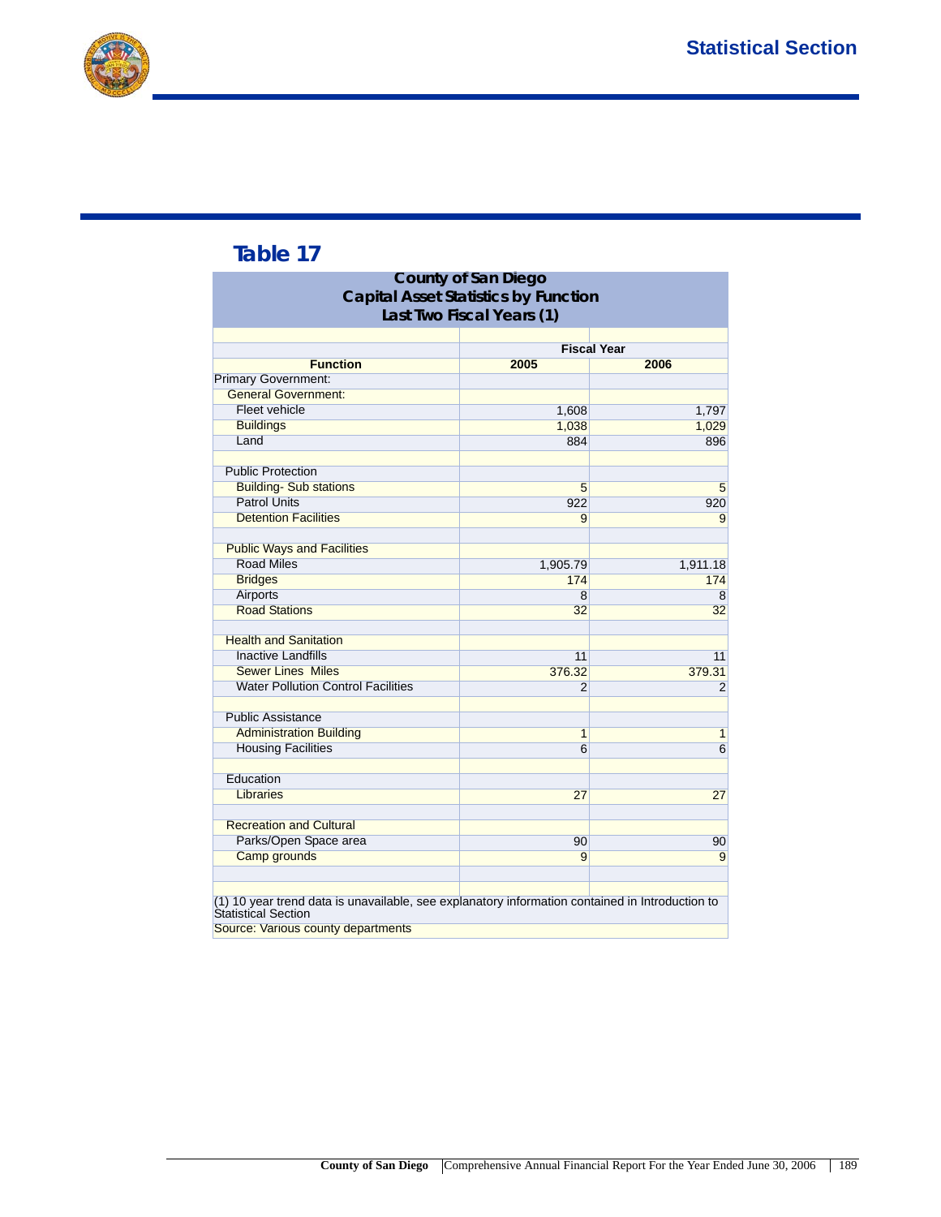## Table 17

**County of San Diego**
**Capital Asset Statistics by Function**
**Last Two Fiscal Years (1)**

| Function | Fiscal Year 2005 | 2006 |
|---|---|---|
| Primary Government: | | |
| General Government: | | |
| Fleet vehicle | 1,608 | 1,797 |
| Buildings | 1,038 | 1,029 |
| Land | 884 | 896 |
| | | |
| Public Protection | | |
| Building- Sub stations | 5 | 5 |
| Patrol Units | 922 | 920 |
| Detention Facilities | 9 | 9 |
| | | |
| Public Ways and Facilities | | |
| Road Miles | 1,905.79 | 1,911.18 |
| Bridges | 174 | 174 |
| Airports | 8 | 8 |
| Road Stations | 32 | 32 |
| | | |
| Health and Sanitation | | |
| Inactive Landfills | 11 | 11 |
| Sewer Lines Miles | 376.32 | 379.31 |
| Water Pollution Control Facilities | 2 | 2 |
| | | |
| Public Assistance | | |
| Administration Building | 1 | 1 |
| Housing Facilities | 6 | 6 |
| | | |
| Education | | |
| Libraries | 27 | 27 |
| | | |
| Recreation and Cultural | | |
| Parks/Open Space area | 90 | 90 |
| Camp grounds | 9 | 9 |

(1) 10 year trend data is unavailable, see explanatory information contained in Introduction to Statistical Section

Source: Various county departments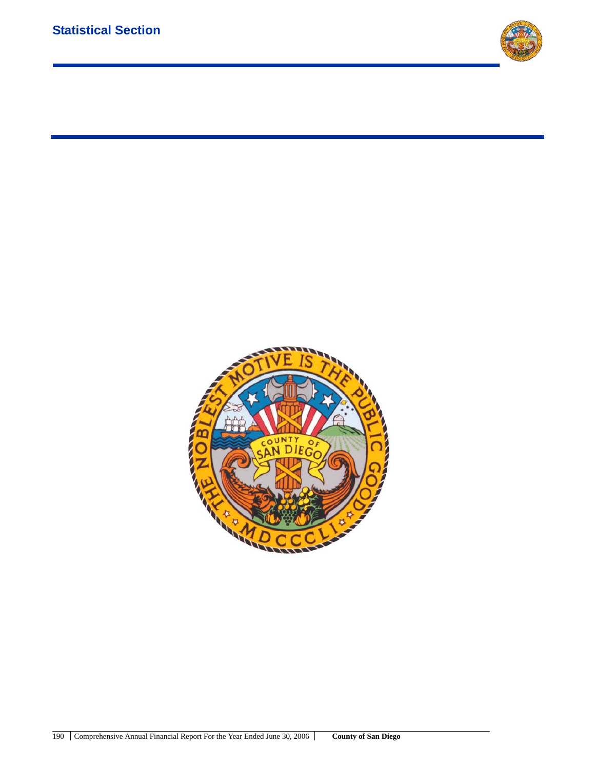## Statistical Section